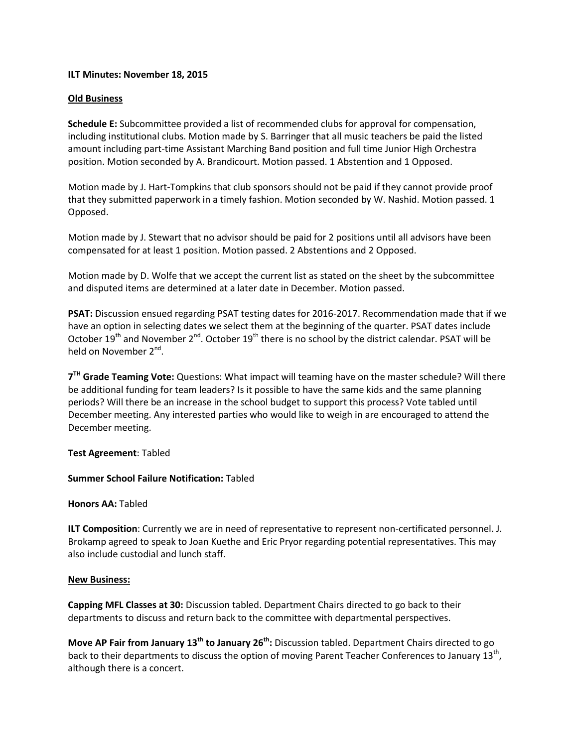**ILT Minutes: November 18, 2015**

**Old Business**

**Schedule E:** Subcommittee provided a list of recommended clubs for approval for compensation, including institutional clubs. Motion made by S. Barringer that all music teachers be paid the listed amount including part-time Assistant Marching Band position and full time Junior High Orchestra position. Motion seconded by A. Brandicourt. Motion passed. 1 Abstention and 1 Opposed.

Motion made by J. Hart-Tompkins that club sponsors should not be paid if they cannot provide proof that they submitted paperwork in a timely fashion. Motion seconded by W. Nashid. Motion passed. 1 Opposed.

Motion made by J. Stewart that no advisor should be paid for 2 positions until all advisors have been compensated for at least 1 position. Motion passed. 2 Abstentions and 2 Opposed.

Motion made by D. Wolfe that we accept the current list as stated on the sheet by the subcommittee and disputed items are determined at a later date in December. Motion passed.

**PSAT:** Discussion ensued regarding PSAT testing dates for 2016-2017. Recommendation made that if we have an option in selecting dates we select them at the beginning of the quarter. PSAT dates include October 19th and November 2nd. October 19th there is no school by the district calendar. PSAT will be held on November 2nd.

**7TH Grade Teaming Vote:** Questions: What impact will teaming have on the master schedule? Will there be additional funding for team leaders? Is it possible to have the same kids and the same planning periods? Will there be an increase in the school budget to support this process? Vote tabled until December meeting. Any interested parties who would like to weigh in are encouraged to attend the December meeting.

**Test Agreement**: Tabled

**Summer School Failure Notification:** Tabled

**Honors AA:** Tabled

**ILT Composition**: Currently we are in need of representative to represent non-certificated personnel. J. Brokamp agreed to speak to Joan Kuethe and Eric Pryor regarding potential representatives. This may also include custodial and lunch staff.

**New Business:**

**Capping MFL Classes at 30:** Discussion tabled. Department Chairs directed to go back to their departments to discuss and return back to the committee with departmental perspectives.

**Move AP Fair from January 13th to January 26th:** Discussion tabled. Department Chairs directed to go back to their departments to discuss the option of moving Parent Teacher Conferences to January 13th, although there is a concert.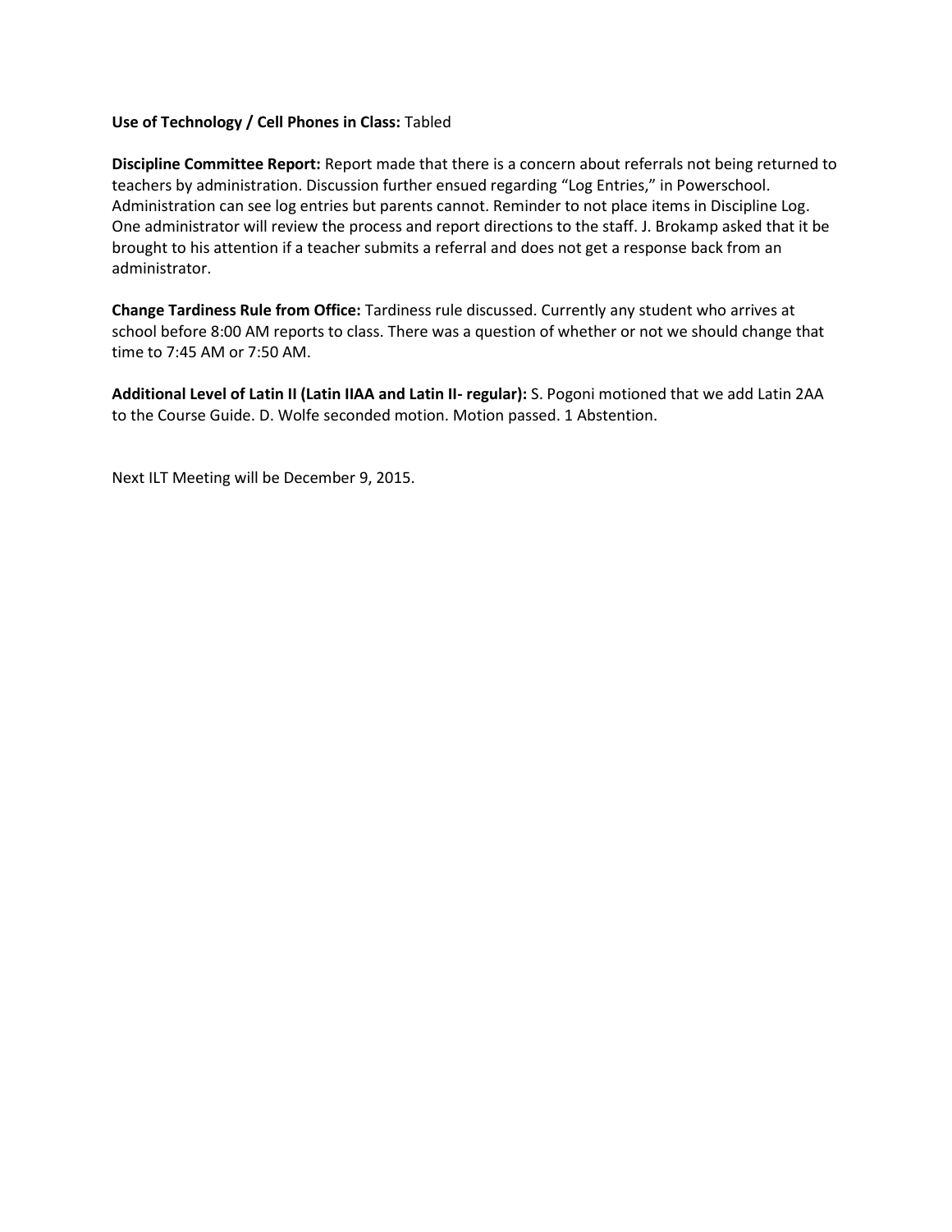**Use of Technology / Cell Phones in Class:** Tabled

**Discipline Committee Report:** Report made that there is a concern about referrals not being returned to teachers by administration. Discussion further ensued regarding "Log Entries," in Powerschool. Administration can see log entries but parents cannot. Reminder to not place items in Discipline Log. One administrator will review the process and report directions to the staff. J. Brokamp asked that it be brought to his attention if a teacher submits a referral and does not get a response back from an administrator.

**Change Tardiness Rule from Office:** Tardiness rule discussed. Currently any student who arrives at school before 8:00 AM reports to class. There was a question of whether or not we should change that time to 7:45 AM or 7:50 AM.

**Additional Level of Latin II (Latin IIAA and Latin II- regular):** S. Pogoni motioned that we add Latin 2AA to the Course Guide. D. Wolfe seconded motion. Motion passed. 1 Abstention.

Next ILT Meeting will be December 9, 2015.